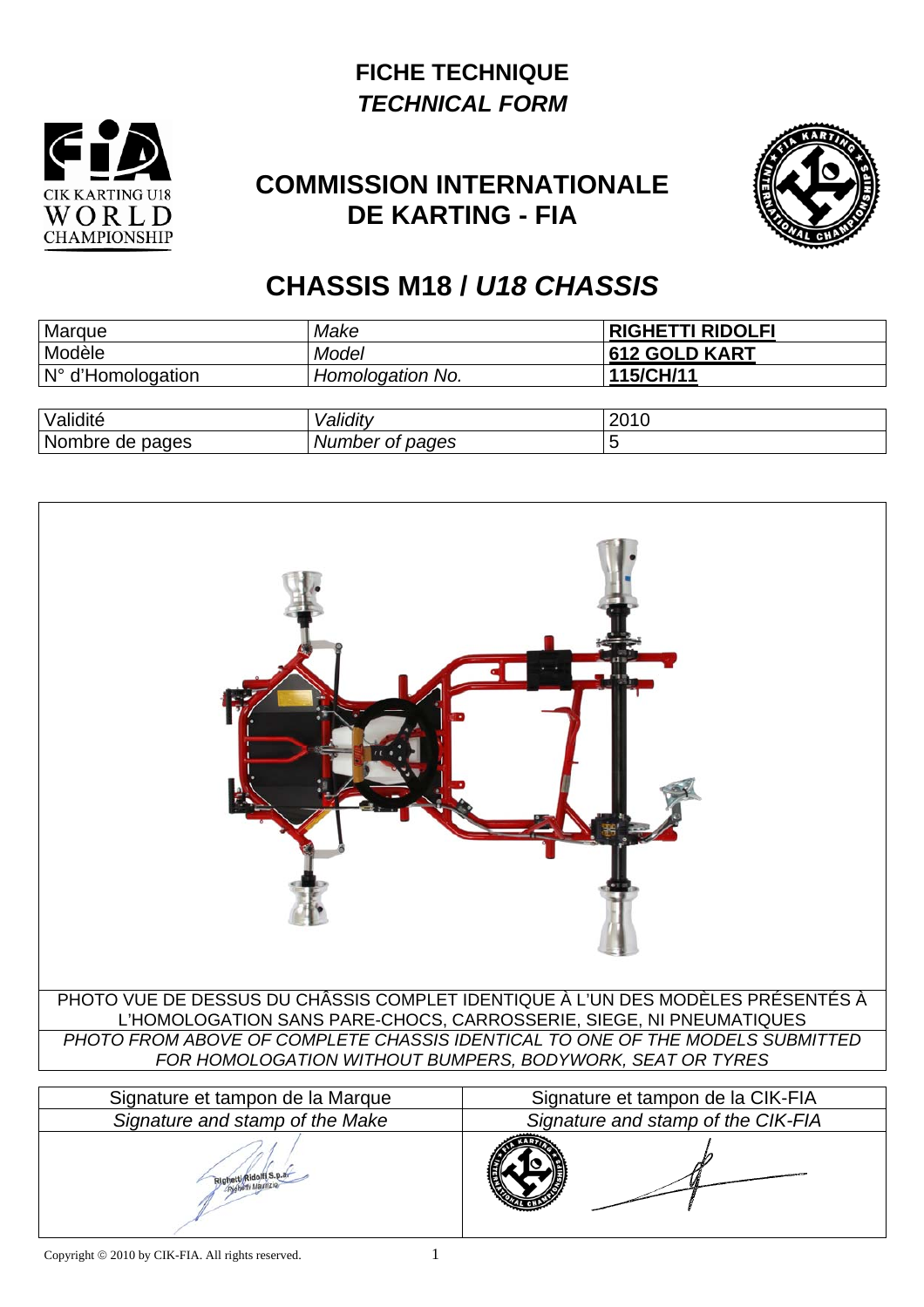# FICHE TECHNIQUE
## *TECHNICAL FORM*

## COMMISSION INTERNATIONALE DE KARTING - FIA

## CHASSIS M18 / *U18 CHASSIS*

| Marque | *Make* | **RIGHETTI RIDOLFI** |
|---|---|---|
| Modèle | *Model* | **612 GOLD KART** |
| N° d'Homologation | *Homologation No.* | **115/CH/11** |

| Validité | *Validity* | 2010 |
|---|---|---|
| Nombre de pages | *Number of pages* | 5 |

PHOTO VUE DE DESSUS DU CHÂSSIS COMPLET IDENTIQUE À L'UN DES MODÈLES PRÉSENTÉS À L'HOMOLOGATION SANS PARE-CHOCS, CARROSSERIE, SIEGE, NI PNEUMATIQUES

*PHOTO FROM ABOVE OF COMPLETE CHASSIS IDENTICAL TO ONE OF THE MODELS SUBMITTED FOR HOMOLOGATION WITHOUT BUMPERS, BODYWORK, SEAT OR TYRES*

| Signature et tampon de la Marque | Signature et tampon de la CIK-FIA |
|---|---|
| *Signature and stamp of the Make* | *Signature and stamp of the CIK-FIA* |
| Righetti Ridolfi S.p.a. | |

Copyright © 2010 by CIK-FIA. All rights reserved.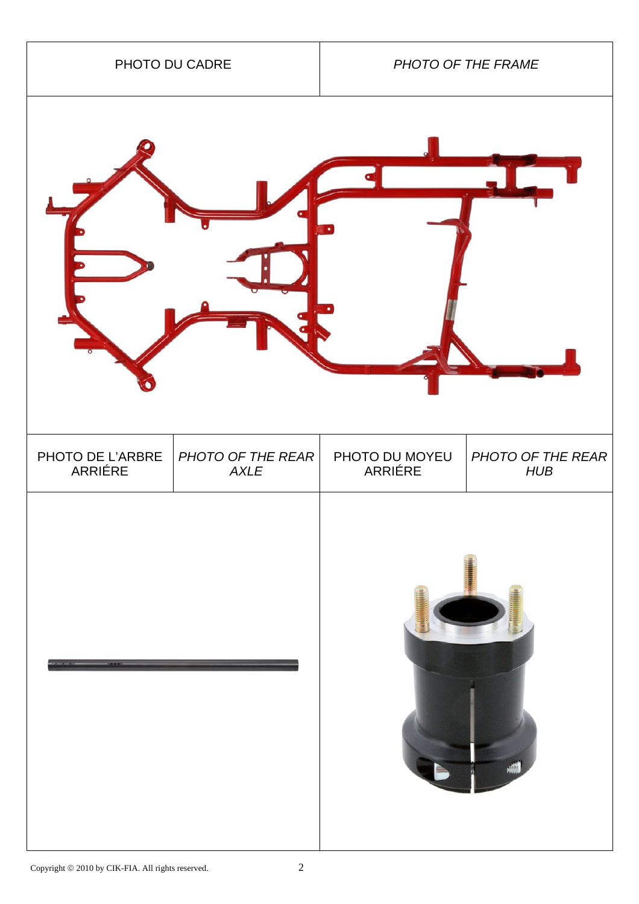| PHOTO DU CADRE | | *PHOTO OF THE FRAME* | |
|---|---|---|---|
| | | | |
| PHOTO DE L'ARBRE ARRIÉRE | *PHOTO OF THE REAR AXLE* | PHOTO DU MOYEU ARRIÉRE | *PHOTO OF THE REAR HUB* |
| | | | |

Copyright © 2010 by CIK-FIA. All rights reserved.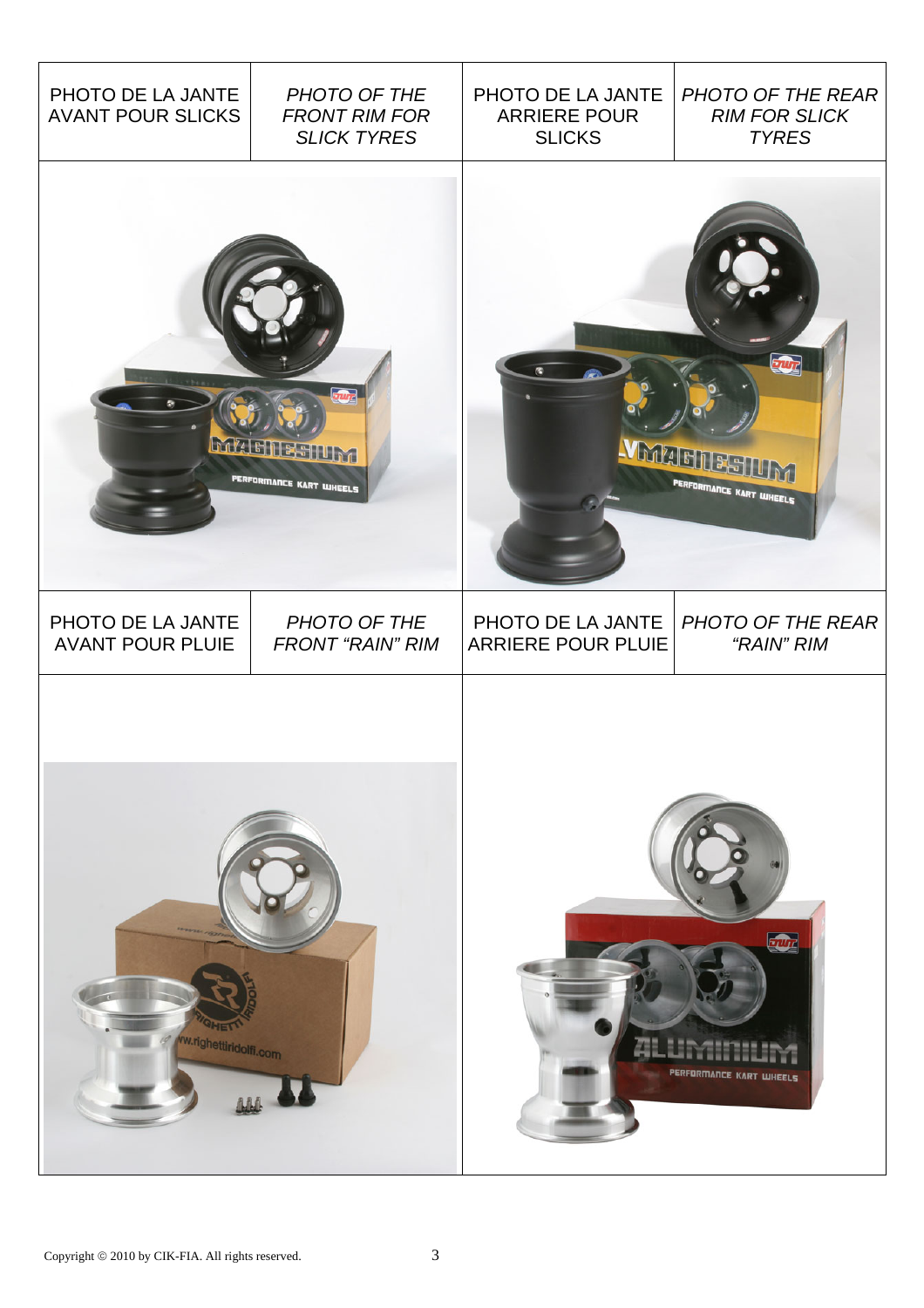| PHOTO DE LA JANTE AVANT POUR SLICKS | *PHOTO OF THE FRONT RIM FOR SLICK TYRES* | PHOTO DE LA JANTE ARRIERE POUR SLICKS | *PHOTO OF THE REAR RIM FOR SLICK TYRES* |
| --- | --- | --- | --- |
| | | | |
| PHOTO DE LA JANTE AVANT POUR PLUIE | *PHOTO OF THE FRONT "RAIN" RIM* | PHOTO DE LA JANTE ARRIERE POUR PLUIE | *PHOTO OF THE REAR "RAIN" RIM* |
| | | | |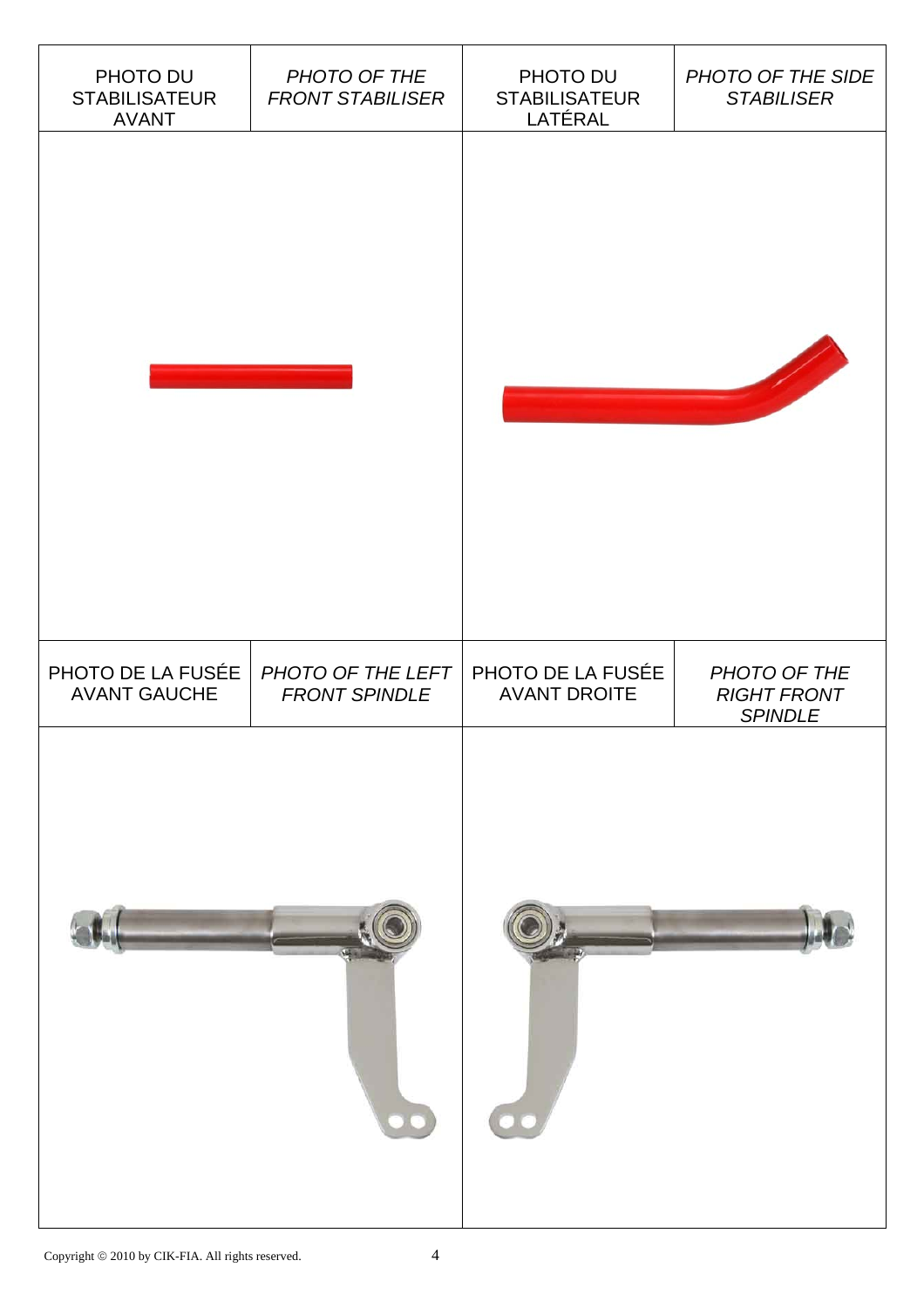| PHOTO DU STABILISATEUR AVANT | *PHOTO OF THE FRONT STABILISER* | PHOTO DU STABILISATEUR LATÉRAL | *PHOTO OF THE SIDE STABILISER* |
| --- | --- | --- | --- |
| | | | |
| PHOTO DE LA FUSÉE AVANT GAUCHE | *PHOTO OF THE LEFT FRONT SPINDLE* | PHOTO DE LA FUSÉE AVANT DROITE | *PHOTO OF THE RIGHT FRONT SPINDLE* |
| | | | |

Copyright © 2010 by CIK-FIA. All rights reserved.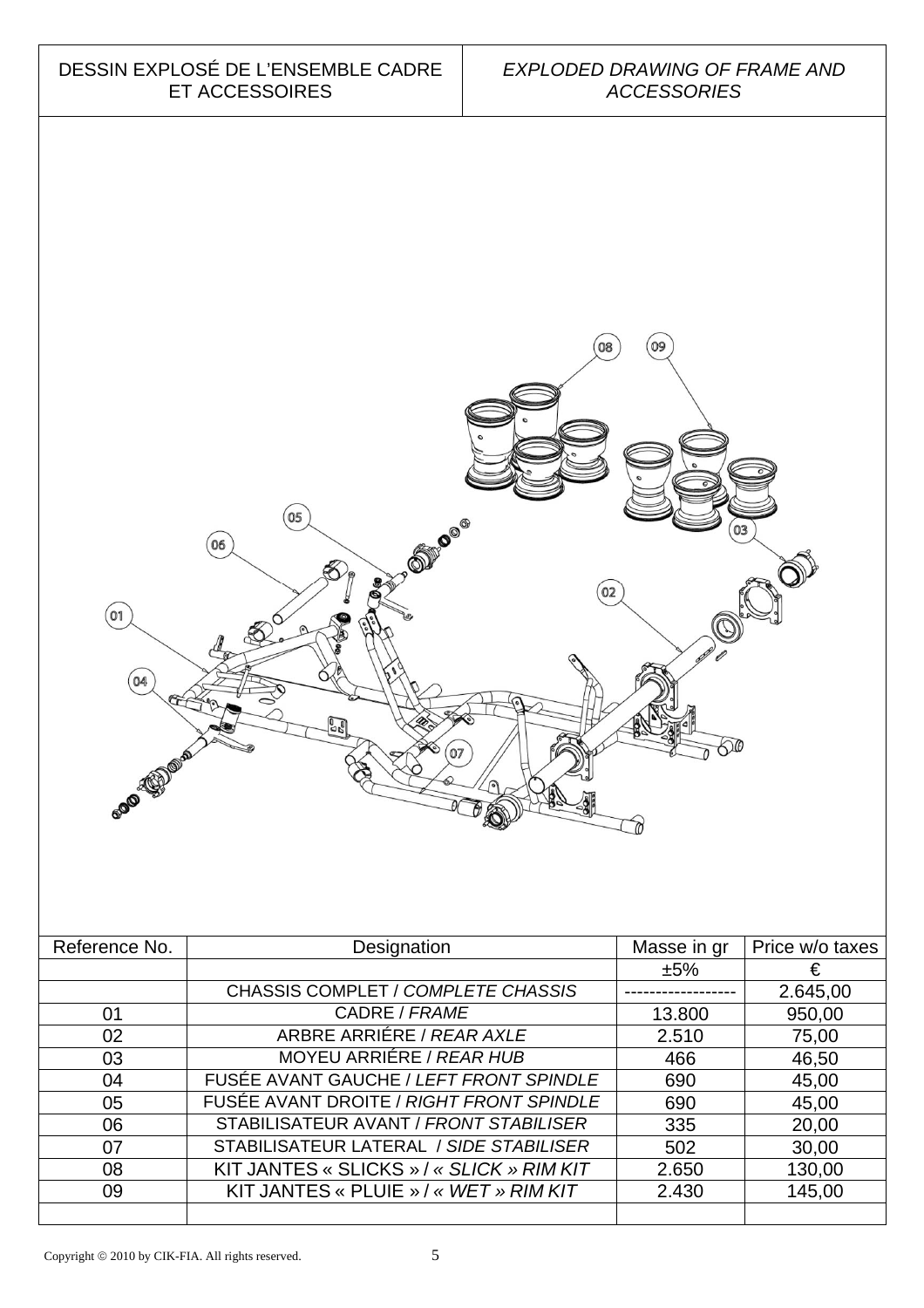| DESSIN EXPLOSÉ DE L'ENSEMBLE CADRE ET ACCESSOIRES | *EXPLODED DRAWING OF FRAME AND ACCESSORIES* |
| --- | --- |

08
09
05
06
03
02
01
04
07

| Reference No. | Designation | Masse in gr | Price w/o taxes |
| --- | --- | --- | --- |
| | | ±5% | € |
| | CHASSIS COMPLET / *COMPLETE CHASSIS* | ------------------ | 2.645,00 |
| 01 | CADRE / *FRAME* | 13.800 | 950,00 |
| 02 | ARBRE ARRIÉRE / *REAR AXLE* | 2.510 | 75,00 |
| 03 | MOYEU ARRIÉRE / *REAR HUB* | 466 | 46,50 |
| 04 | FUSÉE AVANT GAUCHE / *LEFT FRONT SPINDLE* | 690 | 45,00 |
| 05 | FUSÉE AVANT DROITE / *RIGHT FRONT SPINDLE* | 690 | 45,00 |
| 06 | STABILISATEUR AVANT / *FRONT STABILISER* | 335 | 20,00 |
| 07 | STABILISATEUR LATERAL / *SIDE STABILISER* | 502 | 30,00 |
| 08 | KIT JANTES « SLICKS » / *« SLICK » RIM KIT* | 2.650 | 130,00 |
| 09 | KIT JANTES « PLUIE » / *« WET » RIM KIT* | 2.430 | 145,00 |
| | | | |

Copyright © 2010 by CIK-FIA. All rights reserved.